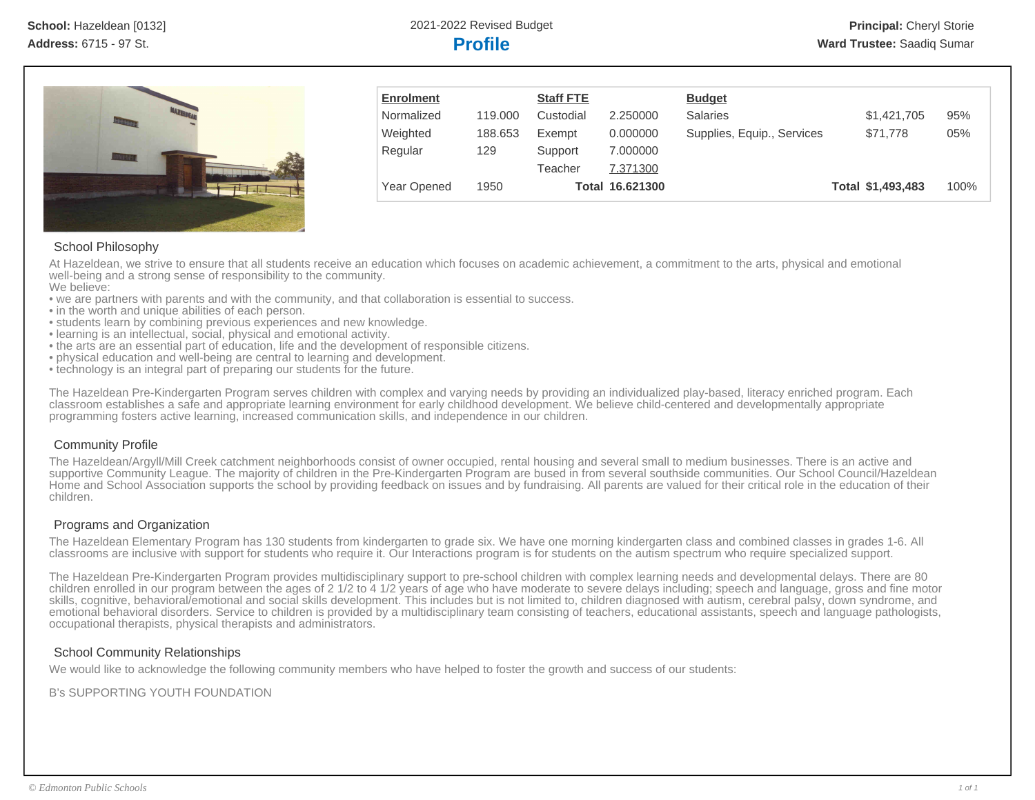**School:** Hazeldean [0132]
**Address:** 6715 - 97 St.

2021-2022 Revised Budget

# Profile

**Principal:** Cheryl Storie
**Ward Trustee:** Saadiq Sumar

| Enrolment | | Staff FTE | | Budget | | |
|---|---|---|---|---|---|---|
| Normalized | 119.000 | Custodial | 2.250000 | Salaries | $1,421,705 | 95% |
| Weighted | 188.653 | Exempt | 0.000000 | Supplies, Equip., Services | $71,778 | 05% |
| Regular | 129 | Support | 7.000000 | | | |
| | | Teacher | 7.371300 | | | |
| Year Opened | 1950 | **Total** | **16.621300** | **Total** | **$1,493,483** | 100% |

## School Philosophy

At Hazeldean, we strive to ensure that all students receive an education which focuses on academic achievement, a commitment to the arts, physical and emotional well-being and a strong sense of responsibility to the community.
We believe:

- we are partners with parents and with the community, and that collaboration is essential to success.
- in the worth and unique abilities of each person.
- students learn by combining previous experiences and new knowledge.
- learning is an intellectual, social, physical and emotional activity.
- the arts are an essential part of education, life and the development of responsible citizens.
- physical education and well-being are central to learning and development.
- technology is an integral part of preparing our students for the future.

The Hazeldean Pre-Kindergarten Program serves children with complex and varying needs by providing an individualized play-based, literacy enriched program. Each classroom establishes a safe and appropriate learning environment for early childhood development. We believe child-centered and developmentally appropriate programming fosters active learning, increased communication skills, and independence in our children.

## Community Profile

The Hazeldean/Argyll/Mill Creek catchment neighborhoods consist of owner occupied, rental housing and several small to medium businesses. There is an active and supportive Community League. The majority of children in the Pre-Kindergarten Program are bused in from several southside communities. Our School Council/Hazeldean Home and School Association supports the school by providing feedback on issues and by fundraising. All parents are valued for their critical role in the education of their children.

## Programs and Organization

The Hazeldean Elementary Program has 130 students from kindergarten to grade six. We have one morning kindergarten class and combined classes in grades 1-6. All classrooms are inclusive with support for students who require it. Our Interactions program is for students on the autism spectrum who require specialized support.

The Hazeldean Pre-Kindergarten Program provides multidisciplinary support to pre-school children with complex learning needs and developmental delays. There are 80 children enrolled in our program between the ages of 2 1/2 to 4 1/2 years of age who have moderate to severe delays including; speech and language, gross and fine motor skills, cognitive, behavioral/emotional and social skills development. This includes but is not limited to, children diagnosed with autism, cerebral palsy, down syndrome, and emotional behavioral disorders. Service to children is provided by a multidisciplinary team consisting of teachers, educational assistants, speech and language pathologists, occupational therapists, physical therapists and administrators.

## School Community Relationships

We would like to acknowledge the following community members who have helped to foster the growth and success of our students:

B's SUPPORTING YOUTH FOUNDATION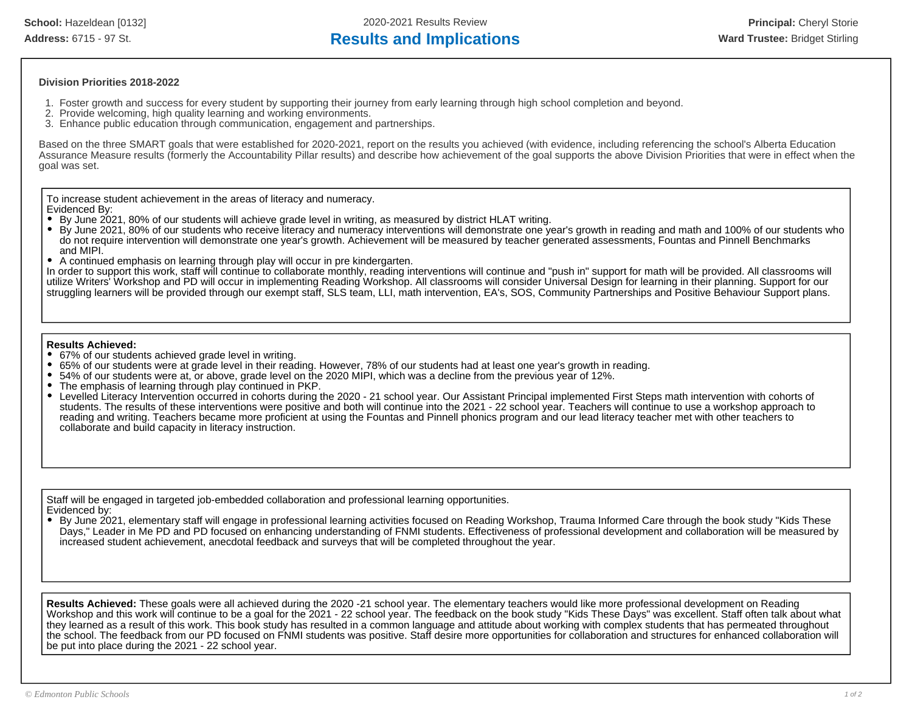**School:** Hazeldean [0132]
**Address:** 6715 - 97 St.

2020-2021 Results Review

# Results and Implications

**Principal:** Cheryl Storie
**Ward Trustee:** Bridget Stirling

### Division Priorities 2018-2022

1. Foster growth and success for every student by supporting their journey from early learning through high school completion and beyond.
2. Provide welcoming, high quality learning and working environments.
3. Enhance public education through communication, engagement and partnerships.

Based on the three SMART goals that were established for 2020-2021, report on the results you achieved (with evidence, including referencing the school's Alberta Education Assurance Measure results (formerly the Accountability Pillar results) and describe how achievement of the goal supports the above Division Priorities that were in effect when the goal was set.

To increase student achievement in the areas of literacy and numeracy.
Evidenced By:

- By June 2021, 80% of our students will achieve grade level in writing, as measured by district HLAT writing.
- By June 2021, 80% of our students who receive literacy and numeracy interventions will demonstrate one year's growth in reading and math and 100% of our students who do not require intervention will demonstrate one year's growth. Achievement will be measured by teacher generated assessments, Fountas and Pinnell Benchmarks and MIPI.
- A continued emphasis on learning through play will occur in pre kindergarten.

In order to support this work, staff will continue to collaborate monthly, reading interventions will continue and "push in" support for math will be provided. All classrooms will utilize Writers' Workshop and PD will occur in implementing Reading Workshop. All classrooms will consider Universal Design for learning in their planning. Support for our struggling learners will be provided through our exempt staff, SLS team, LLI, math intervention, EA's, SOS, Community Partnerships and Positive Behaviour Support plans.

**Results Achieved:**

- 67% of our students achieved grade level in writing.
- 65% of our students were at grade level in their reading. However, 78% of our students had at least one year's growth in reading.
- 54% of our students were at, or above, grade level on the 2020 MIPI, which was a decline from the previous year of 12%.
- The emphasis of learning through play continued in PKP.
- Levelled Literacy Intervention occurred in cohorts during the 2020 - 21 school year. Our Assistant Principal implemented First Steps math intervention with cohorts of students. The results of these interventions were positive and both will continue into the 2021 - 22 school year. Teachers will continue to use a workshop approach to reading and writing. Teachers became more proficient at using the Fountas and Pinnell phonics program and our lead literacy teacher met with other teachers to collaborate and build capacity in literacy instruction.

Staff will be engaged in targeted job-embedded collaboration and professional learning opportunities.
Evidenced by:

- By June 2021, elementary staff will engage in professional learning activities focused on Reading Workshop, Trauma Informed Care through the book study "Kids These Days," Leader in Me PD and PD focused on enhancing understanding of FNMI students. Effectiveness of professional development and collaboration will be measured by increased student achievement, anecdotal feedback and surveys that will be completed throughout the year.

**Results Achieved:** These goals were all achieved during the 2020 -21 school year. The elementary teachers would like more professional development on Reading Workshop and this work will continue to be a goal for the 2021 - 22 school year. The feedback on the book study "Kids These Days" was excellent. Staff often talk about what they learned as a result of this work. This book study has resulted in a common language and attitude about working with complex students that has permeated throughout the school. The feedback from our PD focused on FNMI students was positive. Staff desire more opportunities for collaboration and structures for enhanced collaboration will be put into place during the 2021 - 22 school year.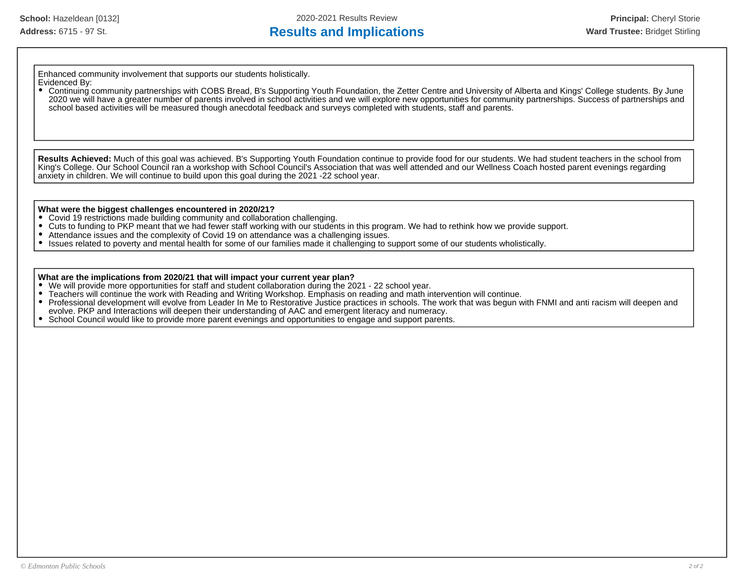**School:** Hazeldean [0132]
**Address:** 6715 - 97 St.

2020-2021 Results Review

# Results and Implications

**Principal:** Cheryl Storie
**Ward Trustee:** Bridget Stirling

Enhanced community involvement that supports our students holistically.
Evidenced By:

- Continuing community partnerships with COBS Bread, B's Supporting Youth Foundation, the Zetter Centre and University of Alberta and Kings' College students. By June 2020 we will have a greater number of parents involved in school activities and we will explore new opportunities for community partnerships. Success of partnerships and school based activities will be measured though anecdotal feedback and surveys completed with students, staff and parents.

**Results Achieved:** Much of this goal was achieved. B's Supporting Youth Foundation continue to provide food for our students. We had student teachers in the school from King's College. Our School Council ran a workshop with School Council's Association that was well attended and our Wellness Coach hosted parent evenings regarding anxiety in children. We will continue to build upon this goal during the 2021 -22 school year.

**What were the biggest challenges encountered in 2020/21?**

- Covid 19 restrictions made building community and collaboration challenging.
- Cuts to funding to PKP meant that we had fewer staff working with our students in this program. We had to rethink how we provide support.
- Attendance issues and the complexity of Covid 19 on attendance was a challenging issues.
- Issues related to poverty and mental health for some of our families made it challenging to support some of our students wholistically.

**What are the implications from 2020/21 that will impact your current year plan?**

- We will provide more opportunities for staff and student collaboration during the 2021 - 22 school year.
- Teachers will continue the work with Reading and Writing Workshop. Emphasis on reading and math intervention will continue.
- Professional development will evolve from Leader In Me to Restorative Justice practices in schools. The work that was begun with FNMI and anti racism will deepen and evolve. PKP and Interactions will deepen their understanding of AAC and emergent literacy and numeracy.
- School Council would like to provide more parent evenings and opportunities to engage and support parents.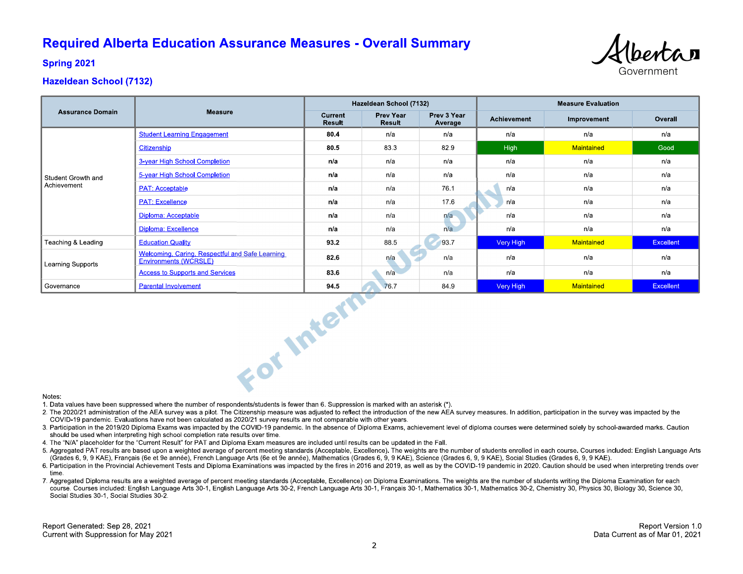# Required Alberta Education Assurance Measures - Overall Summary

### Spring 2021

### Hazeldean School (7132)

| Assurance Domain | Measure | Hazeldean School (7132) | | | Measure Evaluation | | |
|---|---|---|---|---|---|---|---|
| | | Current Result | Prev Year Result | Prev 3 Year Average | Achievement | Improvement | Overall |
| Student Growth and Achievement | Student Learning Engagement | **80.4** | n/a | n/a | n/a | n/a | n/a |
| | Citizenship | **80.5** | 83.3 | 82.9 | High | Maintained | Good |
| | 3-year High School Completion | **n/a** | n/a | n/a | n/a | n/a | n/a |
| | 5-year High School Completion | **n/a** | n/a | n/a | n/a | n/a | n/a |
| | PAT: Acceptable | **n/a** | n/a | 76.1 | n/a | n/a | n/a |
| | PAT: Excellence | **n/a** | n/a | 17.6 | n/a | n/a | n/a |
| | Diploma: Acceptable | **n/a** | n/a | n/a | n/a | n/a | n/a |
| | Diploma: Excellence | **n/a** | n/a | n/a | n/a | n/a | n/a |
| Teaching & Leading | Education Quality | **93.2** | 88.5 | 93.7 | Very High | Maintained | Excellent |
| Learning Supports | Welcoming, Caring, Respectful and Safe Learning Environments (WCRSLE) | **82.6** | n/a | n/a | n/a | n/a | n/a |
| | Access to Supports and Services | **83.6** | n/a | n/a | n/a | n/a | n/a |
| Governance | Parental Involvement | **94.5** | 76.7 | 84.9 | Very High | Maintained | Excellent |

For Internal Use Only

Notes:

1. Data values have been suppressed where the number of respondents/students is fewer than 6. Suppression is marked with an asterisk (*).
2. The 2020/21 administration of the AEA survey was a pilot. The Citizenship measure was adjusted to reflect the introduction of the new AEA survey measures. In addition, participation in the survey was impacted by the COVID-19 pandemic. Evaluations have not been calculated as 2020/21 survey results are not comparable with other years.
3. Participation in the 2019/20 Diploma Exams was impacted by the COVID-19 pandemic. In the absence of Diploma Exams, achievement level of diploma courses were determined solely by school-awarded marks. Caution should be used when interpreting high school completion rate results over time.
4. The "N/A" placeholder for the "Current Result" for PAT and Diploma Exam measures are included until results can be updated in the Fall.
5. Aggregated PAT results are based upon a weighted average of percent meeting standards (Acceptable, Excellence). The weights are the number of students enrolled in each course. Courses included: English Language Arts (Grades 6, 9, 9 KAE), Français (6e et 9e année), French Language Arts (6e et 9e année), Mathematics (Grades 6, 9, 9 KAE), Science (Grades 6, 9, 9 KAE), Social Studies (Grades 6, 9, 9 KAE).
6. Participation in the Provincial Achievement Tests and Diploma Examinations was impacted by the fires in 2016 and 2019, as well as by the COVID-19 pandemic in 2020. Caution should be used when interpreting trends over time.
7. Aggregated Diploma results are a weighted average of percent meeting standards (Acceptable, Excellence) on Diploma Examinations. The weights are the number of students writing the Diploma Examination for each course. Courses included: English Language Arts 30-1, English Language Arts 30-2, French Language Arts 30-1, Français 30-1, Mathematics 30-1, Mathematics 30-2, Chemistry 30, Physics 30, Biology 30, Science 30, Social Studies 30-1, Social Studies 30-2.

Report Generated: Sep 28, 2021
Current with Suppression for May 2021

Report Version 1.0
Data Current as of Mar 01, 2021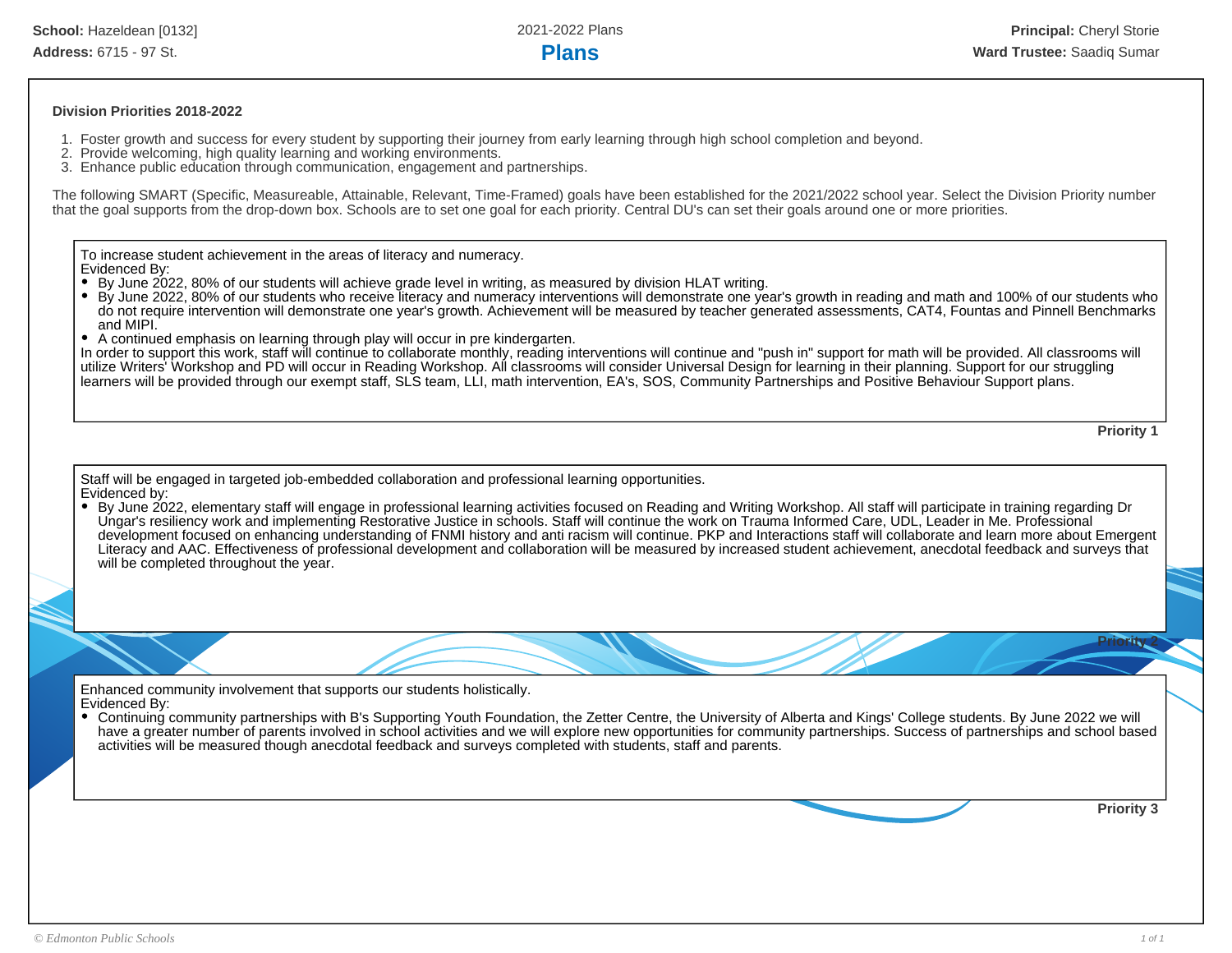School: Hazeldean [0132]
Address: 6715 - 97 St.

2021-2022 Plans

# Plans

Principal: Cheryl Storie
Ward Trustee: Saadiq Sumar

### Division Priorities 2018-2022

1. Foster growth and success for every student by supporting their journey from early learning through high school completion and beyond.
2. Provide welcoming, high quality learning and working environments.
3. Enhance public education through communication, engagement and partnerships.

The following SMART (Specific, Measureable, Attainable, Relevant, Time-Framed) goals have been established for the 2021/2022 school year. Select the Division Priority number that the goal supports from the drop-down box. Schools are to set one goal for each priority. Central DU's can set their goals around one or more priorities.

To increase student achievement in the areas of literacy and numeracy.
Evidenced By:

- By June 2022, 80% of our students will achieve grade level in writing, as measured by division HLAT writing.
- By June 2022, 80% of our students who receive literacy and numeracy interventions will demonstrate one year's growth in reading and math and 100% of our students who do not require intervention will demonstrate one year's growth. Achievement will be measured by teacher generated assessments, CAT4, Fountas and Pinnell Benchmarks and MIPI.
- A continued emphasis on learning through play will occur in pre kindergarten.

In order to support this work, staff will continue to collaborate monthly, reading interventions will continue and "push in" support for math will be provided. All classrooms will utilize Writers' Workshop and PD will occur in Reading Workshop. All classrooms will consider Universal Design for learning in their planning. Support for our struggling learners will be provided through our exempt staff, SLS team, LLI, math intervention, EA's, SOS, Community Partnerships and Positive Behaviour Support plans.

**Priority 1**

Staff will be engaged in targeted job-embedded collaboration and professional learning opportunities.
Evidenced by:

- By June 2022, elementary staff will engage in professional learning activities focused on Reading and Writing Workshop. All staff will participate in training regarding Dr Ungar's resiliency work and implementing Restorative Justice in schools. Staff will continue the work on Trauma Informed Care, UDL, Leader in Me. Professional development focused on enhancing understanding of FNMI history and anti racism will continue. PKP and Interactions staff will collaborate and learn more about Emergent Literacy and AAC. Effectiveness of professional development and collaboration will be measured by increased student achievement, anecdotal feedback and surveys that will be completed throughout the year.

**Priority 2**

Enhanced community involvement that supports our students holistically.
Evidenced By:

- Continuing community partnerships with B's Supporting Youth Foundation, the Zetter Centre, the University of Alberta and Kings' College students. By June 2022 we will have a greater number of parents involved in school activities and we will explore new opportunities for community partnerships. Success of partnerships and school based activities will be measured though anecdotal feedback and surveys completed with students, staff and parents.

**Priority 3**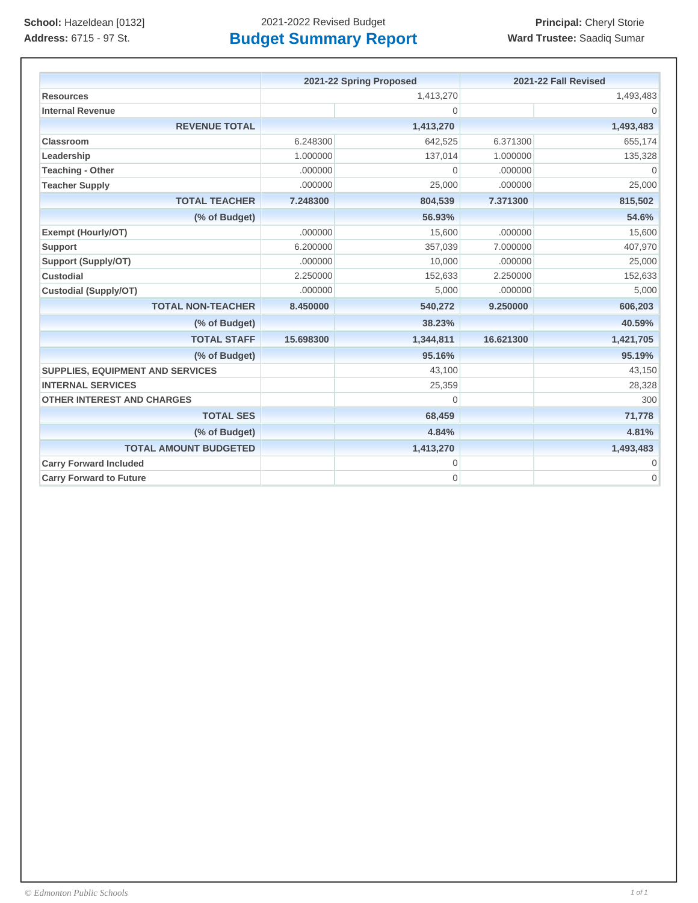**School:** Hazeldean [0132]
**Address:** 6715 - 97 St.

2021-2022 Revised Budget

# Budget Summary Report

**Principal:** Cheryl Storie
**Ward Trustee:** Saadiq Sumar

| | 2021-22 Spring Proposed | | 2021-22 Fall Revised | |
|---|---|---|---|---|
| **Resources** | | 1,413,270 | | 1,493,483 |
| **Internal Revenue** | | 0 | | 0 |
| **REVENUE TOTAL** | | **1,413,270** | | **1,493,483** |
| **Classroom** | 6.248300 | 642,525 | 6.371300 | 655,174 |
| **Leadership** | 1.000000 | 137,014 | 1.000000 | 135,328 |
| **Teaching - Other** | .000000 | 0 | .000000 | 0 |
| **Teacher Supply** | .000000 | 25,000 | .000000 | 25,000 |
| **TOTAL TEACHER** | **7.248300** | **804,539** | **7.371300** | **815,502** |
| **(% of Budget)** | | **56.93%** | | **54.6%** |
| **Exempt (Hourly/OT)** | .000000 | 15,600 | .000000 | 15,600 |
| **Support** | 6.200000 | 357,039 | 7.000000 | 407,970 |
| **Support (Supply/OT)** | .000000 | 10,000 | .000000 | 25,000 |
| **Custodial** | 2.250000 | 152,633 | 2.250000 | 152,633 |
| **Custodial (Supply/OT)** | .000000 | 5,000 | .000000 | 5,000 |
| **TOTAL NON-TEACHER** | **8.450000** | **540,272** | **9.250000** | **606,203** |
| **(% of Budget)** | | **38.23%** | | **40.59%** |
| **TOTAL STAFF** | **15.698300** | **1,344,811** | **16.621300** | **1,421,705** |
| **(% of Budget)** | | **95.16%** | | **95.19%** |
| **SUPPLIES, EQUIPMENT AND SERVICES** | | 43,100 | | 43,150 |
| **INTERNAL SERVICES** | | 25,359 | | 28,328 |
| **OTHER INTEREST AND CHARGES** | | 0 | | 300 |
| **TOTAL SES** | | **68,459** | | **71,778** |
| **(% of Budget)** | | **4.84%** | | **4.81%** |
| **TOTAL AMOUNT BUDGETED** | | **1,413,270** | | **1,493,483** |
| **Carry Forward Included** | | 0 | | 0 |
| **Carry Forward to Future** | | 0 | | 0 |

*© Edmonton Public Schools*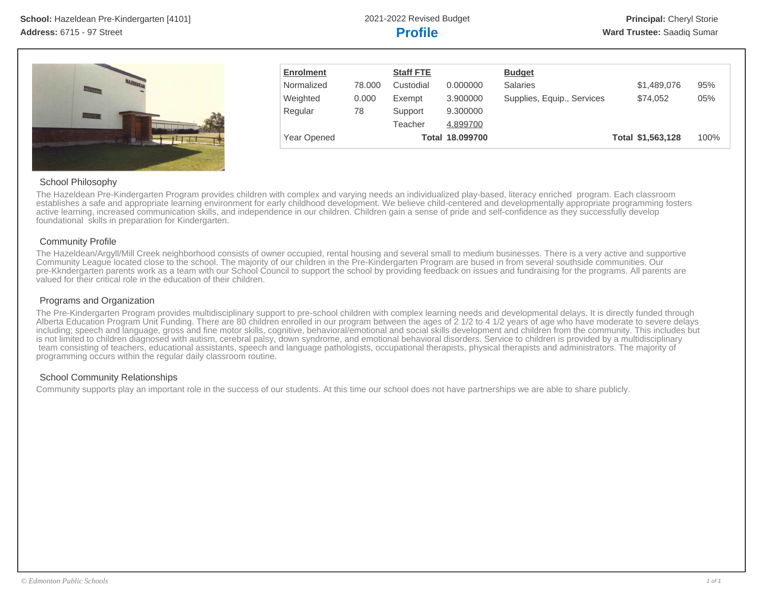**School:** Hazeldean Pre-Kindergarten [4101]
**Address:** 6715 - 97 Street

2021-2022 Revised Budget

# Profile

**Principal:** Cheryl Storie
**Ward Trustee:** Saadiq Sumar

| **Enrolment** | | **Staff FTE** | | **Budget** | | |
|---|---|---|---|---|---|---|
| Normalized | 78.000 | Custodial | 0.000000 | Salaries | $1,489,076 | 95% |
| Weighted | 0.000 | Exempt | 3.900000 | Supplies, Equip., Services | $74,052 | 05% |
| Regular | 78 | Support | 9.300000 | | | |
| | | Teacher | 4.899700 | | | |
| Year Opened | | **Total** | **18.099700** | **Total** | **$1,563,128** | 100% |

## School Philosophy

The Hazeldean Pre-Kindergarten Program provides children with complex and varying needs an individualized play-based, literacy enriched program. Each classroom establishes a safe and appropriate learning environment for early childhood development. We believe child-centered and developmentally appropriate programming fosters active learning, increased communication skills, and independence in our children. Children gain a sense of pride and self-confidence as they successfully develop foundational skills in preparation for Kindergarten.

## Community Profile

The Hazeldean/Argyll/Mill Creek neighborhood consists of owner occupied, rental housing and several small to medium businesses. There is a very active and supportive Community League located close to the school. The majority of our children in the Pre-Kindergarten Program are bused in from several southside communities. Our pre-Kkndergarten parents work as a team with our School Council to support the school by providing feedback on issues and fundraising for the programs. All parents are valued for their critical role in the education of their children.

## Programs and Organization

The Pre-Kindergarten Program provides multidisciplinary support to pre-school children with complex learning needs and developmental delays. It is directly funded through Alberta Education Program Unit Funding. There are 80 children enrolled in our program between the ages of 2 1/2 to 4 1/2 years of age who have moderate to severe delays including; speech and language, gross and fine motor skills, cognitive, behavioral/emotional and social skills development and children from the community. This includes but is not limited to children diagnosed with autism, cerebral palsy, down syndrome, and emotional behavioral disorders. Service to children is provided by a multidisciplinary team consisting of teachers, educational assistants, speech and language pathologists, occupational therapists, physical therapists and administrators. The majority of programming occurs within the regular daily classroom routine.

## School Community Relationships

Community supports play an important role in the success of our students. At this time our school does not have partnerships we are able to share publicly.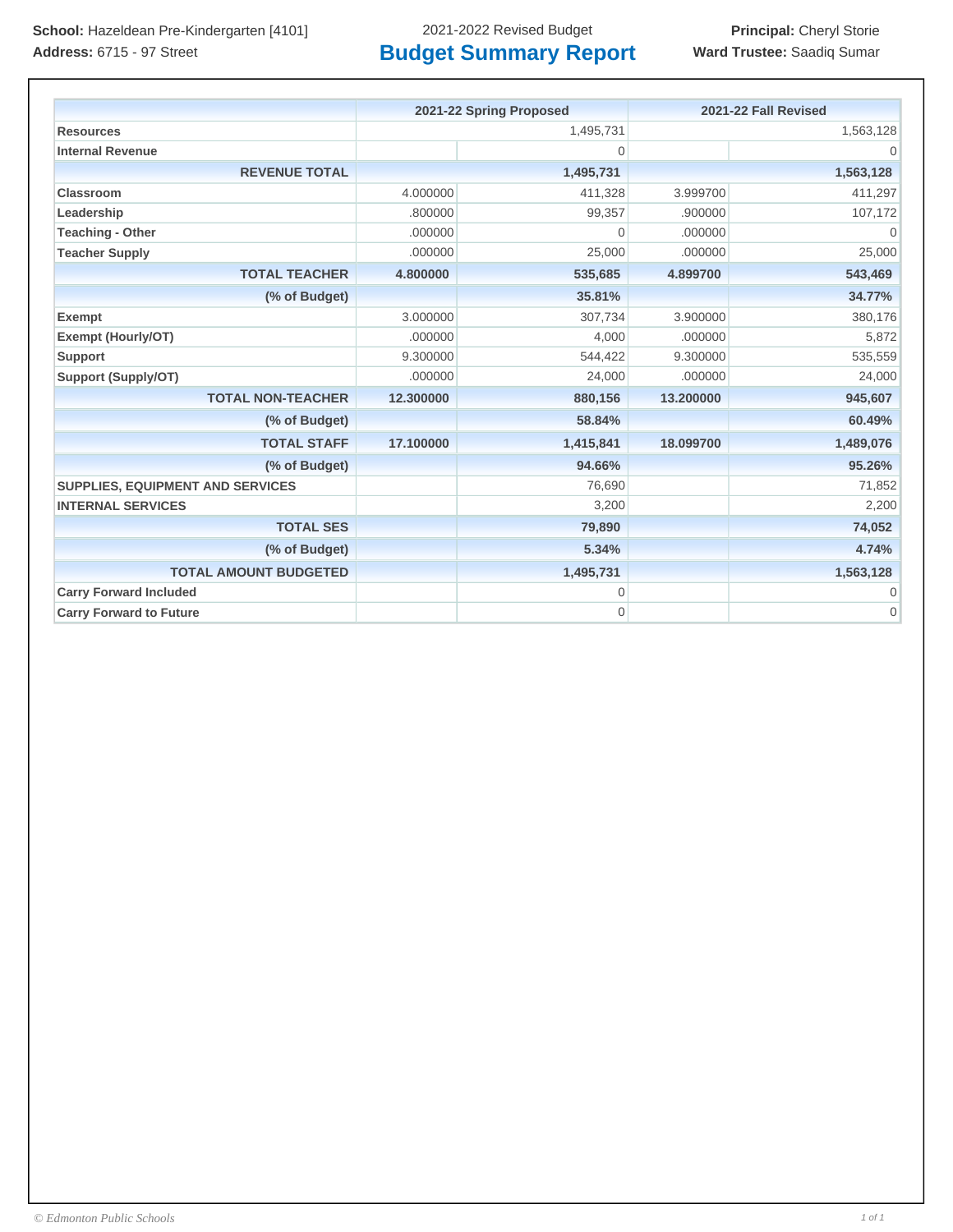**School:** Hazeldean Pre-Kindergarten [4101]
**Address:** 6715 - 97 Street

2021-2022 Revised Budget

# Budget Summary Report

**Principal:** Cheryl Storie
**Ward Trustee:** Saadiq Sumar

| | 2021-22 Spring Proposed | | 2021-22 Fall Revised | |
|---|---|---|---|---|
| **Resources** | | 1,495,731 | | 1,563,128 |
| **Internal Revenue** | | 0 | | 0 |
| **REVENUE TOTAL** | | **1,495,731** | | **1,563,128** |
| **Classroom** | 4.000000 | 411,328 | 3.999700 | 411,297 |
| **Leadership** | .800000 | 99,357 | .900000 | 107,172 |
| **Teaching - Other** | .000000 | 0 | .000000 | 0 |
| **Teacher Supply** | .000000 | 25,000 | .000000 | 25,000 |
| **TOTAL TEACHER** | **4.800000** | **535,685** | **4.899700** | **543,469** |
| **(% of Budget)** | | **35.81%** | | **34.77%** |
| **Exempt** | 3.000000 | 307,734 | 3.900000 | 380,176 |
| **Exempt (Hourly/OT)** | .000000 | 4,000 | .000000 | 5,872 |
| **Support** | 9.300000 | 544,422 | 9.300000 | 535,559 |
| **Support (Supply/OT)** | .000000 | 24,000 | .000000 | 24,000 |
| **TOTAL NON-TEACHER** | **12.300000** | **880,156** | **13.200000** | **945,607** |
| **(% of Budget)** | | **58.84%** | | **60.49%** |
| **TOTAL STAFF** | **17.100000** | **1,415,841** | **18.099700** | **1,489,076** |
| **(% of Budget)** | | **94.66%** | | **95.26%** |
| **SUPPLIES, EQUIPMENT AND SERVICES** | | 76,690 | | 71,852 |
| **INTERNAL SERVICES** | | 3,200 | | 2,200 |
| **TOTAL SES** | | **79,890** | | **74,052** |
| **(% of Budget)** | | **5.34%** | | **4.74%** |
| **TOTAL AMOUNT BUDGETED** | | **1,495,731** | | **1,563,128** |
| **Carry Forward Included** | | 0 | | 0 |
| **Carry Forward to Future** | | 0 | | 0 |

*© Edmonton Public Schools*